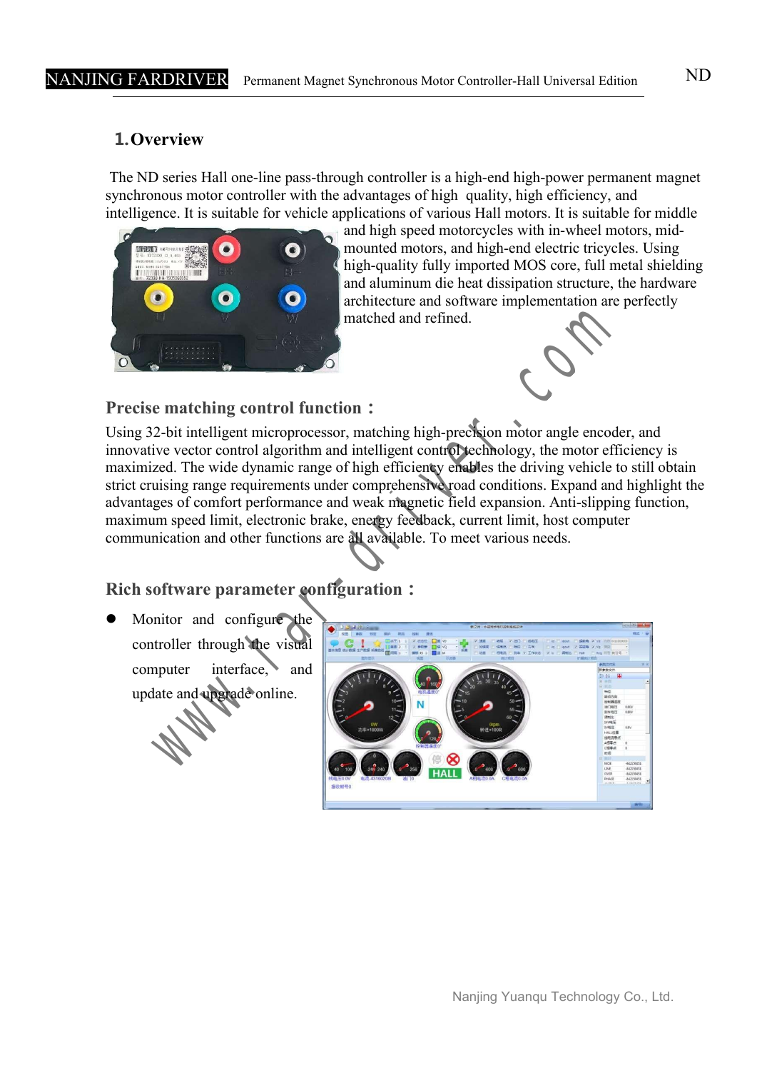# 1. Overview

The ND series Hall one-line pass-through controller is a high-end high-power permanent magnet synchronous motor controller with the advantages of high quality, high efficiency, and intelligence. It is suitable for vehicle applications of various Hall motors. It is suitable for middle and high speed motorcycles with in-wheel motors, mid-mounted motors, and high-end electric tricycles. Using high-quality fully imported MOS core, full metal shielding and aluminum die heat dissipation structure, the hardware architecture and software implementation are perfectly matched and refined.

## Precise matching control function：

Using 32-bit intelligent microprocessor, matching high-precision motor angle encoder, and innovative vector control algorithm and intelligent control technology, the motor efficiency is maximized. The wide dynamic range of high efficiency enables the driving vehicle to still obtain strict cruising range requirements under comprehensive road conditions. Expand and highlight the advantages of comfort performance and weak magnetic field expansion. Anti-slipping function, maximum speed limit, electronic brake, energy feedback, current limit, host computer communication and other functions are all available. To meet various needs.

## Rich software parameter configuration：

- Monitor and configure the controller through the visual computer interface, and update and upgrade online.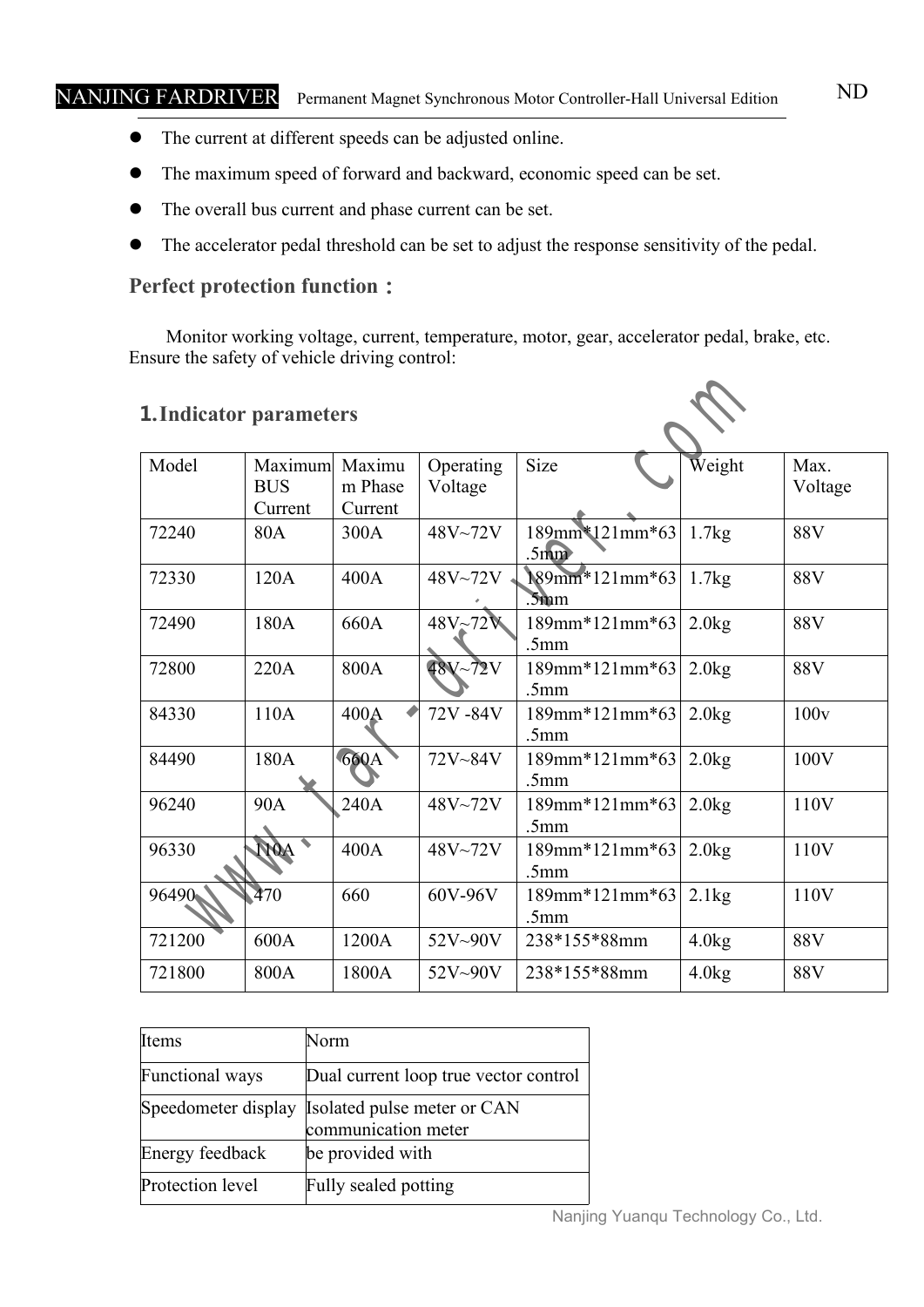- The current at different speeds can be adjusted online.
- The maximum speed of forward and backward, economic speed can be set.
- The overall bus current and phase current can be set.
- The accelerator pedal threshold can be set to adjust the response sensitivity of the pedal.

**Perfect protection function：**

Monitor working voltage, current, temperature, motor, gear, accelerator pedal, brake, etc. Ensure the safety of vehicle driving control:

## 1. Indicator parameters

| Model | Maximum BUS Current | Maximum Phase Current | Operating Voltage | Size | Weight | Max. Voltage |
|---|---|---|---|---|---|---|
| 72240 | 80A | 300A | 48V~72V | 189mm*121mm*63.5mm | 1.7kg | 88V |
| 72330 | 120A | 400A | 48V~72V | 189mm*121mm*63.5mm | 1.7kg | 88V |
| 72490 | 180A | 660A | 48V~72V | 189mm*121mm*63.5mm | 2.0kg | 88V |
| 72800 | 220A | 800A | 48V~72V | 189mm*121mm*63.5mm | 2.0kg | 88V |
| 84330 | 110A | 400A | 72V -84V | 189mm*121mm*63.5mm | 2.0kg | 100v |
| 84490 | 180A | 660A | 72V~84V | 189mm*121mm*63.5mm | 2.0kg | 100V |
| 96240 | 90A | 240A | 48V~72V | 189mm*121mm*63.5mm | 2.0kg | 110V |
| 96330 | 110A | 400A | 48V~72V | 189mm*121mm*63.5mm | 2.0kg | 110V |
| 96490 | 470 | 660 | 60V-96V | 189mm*121mm*63.5mm | 2.1kg | 110V |
| 721200 | 600A | 1200A | 52V~90V | 238*155*88mm | 4.0kg | 88V |
| 721800 | 800A | 1800A | 52V~90V | 238*155*88mm | 4.0kg | 88V |

| Items | Norm |
|---|---|
| Functional ways | Dual current loop true vector control |
| Speedometer display | Isolated pulse meter or CAN communication meter |
| Energy feedback | be provided with |
| Protection level | Fully sealed potting |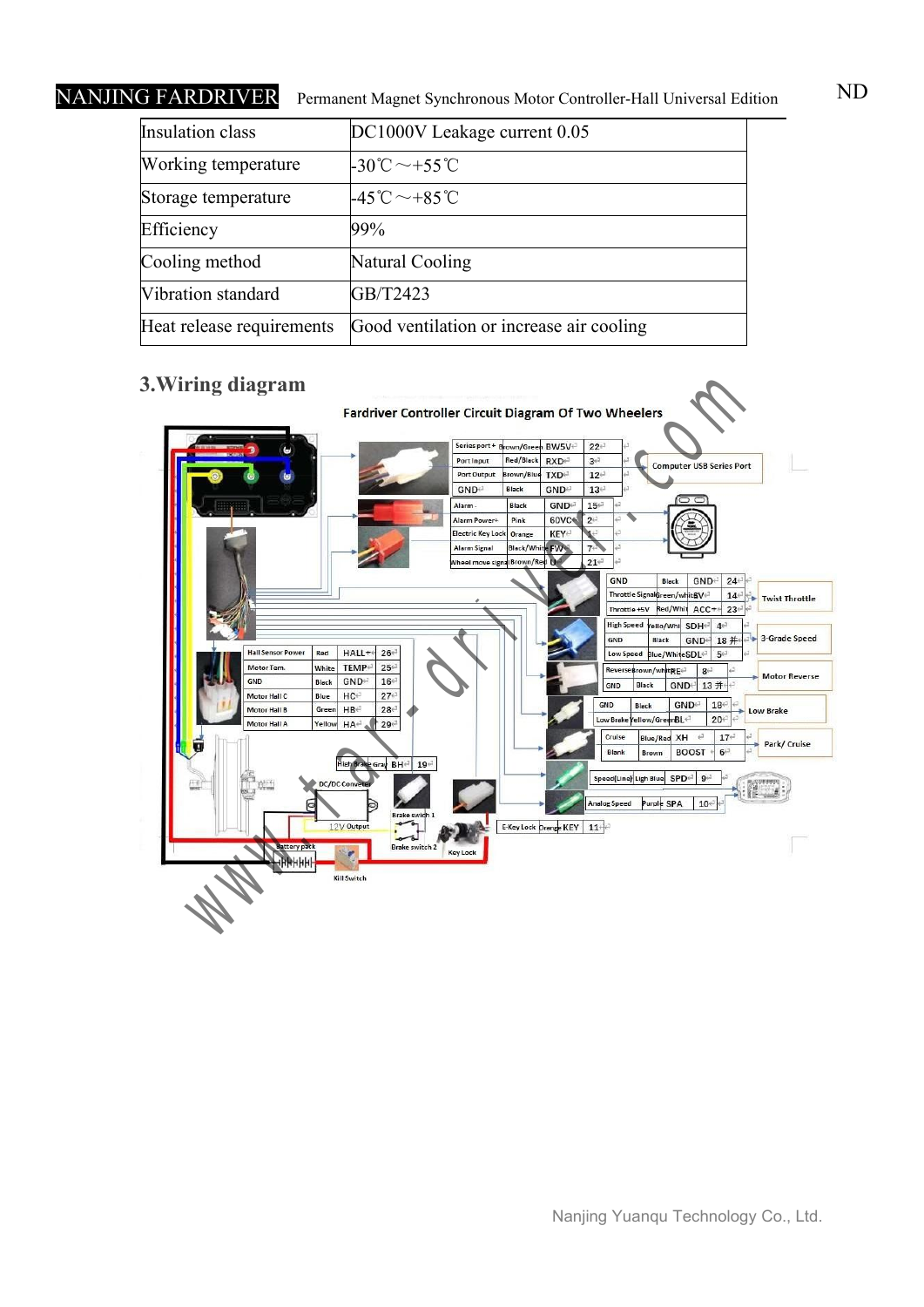| | |
|---|---|
| Insulation class | DC1000V Leakage current 0.05 |
| Working temperature | -30℃～+55℃ |
| Storage temperature | -45℃～+85℃ |
| Efficiency | 99% |
| Cooling method | Natural Cooling |
| Vibration standard | GB/T2423 |
| Heat release requirements | Good ventilation or increase air cooling |

## 3.Wiring diagram

Fardriver Controller Circuit Diagram Of Two Wheelers

Series port + Brown/Green BW5V 22
Port Input Red/Black RXD 3
Port Output Brown/Blue TXD 12
GND Black GND 13
Computer USB Series Port

Alarm - Black GND 15
Alarm Power+ Pink 60VC 2
Electric Key Lock Orange KEY 1
Alarm Signal Black/White FW 7
Wheel move signal Brown/Red U 21

GND Black GND 24
Throttle Signal Green/white SV 14
Throttle +5V Red/White ACC+ 23
Twist Throttle

High Speed Yello/White SDH 4
GND Black GND 18
Low Speed Blue/White SDL 5
3-Grade Speed

Reverse Brown/white RE 8
GND Black GND 13
Motor Reverse

GND Black GND 18
Low Brake Yellow/Green BL 20
Low Brake

Cruise Blue/Red XH 17
Blank Brown BOOST 6
Park/ Cruise

Speed(Line) Ligh Blue SPD 9
Analog Speed Purple SPA 10

E-Key Lock Orange KEY 11

Hall Sensor Power Red HALL+ 26
Motor Tem. White TEMP 25
GND Black GND 16
Motor Hall C Blue HC 27
Motor Hall B Green HB 28
Motor Hall A Yellow HA 29

High Brake Gray BH 19

DC/DC Converter
12V Output
Brake switch 1
Brake switch 2
Key Lock
Battery pack
Kill Switch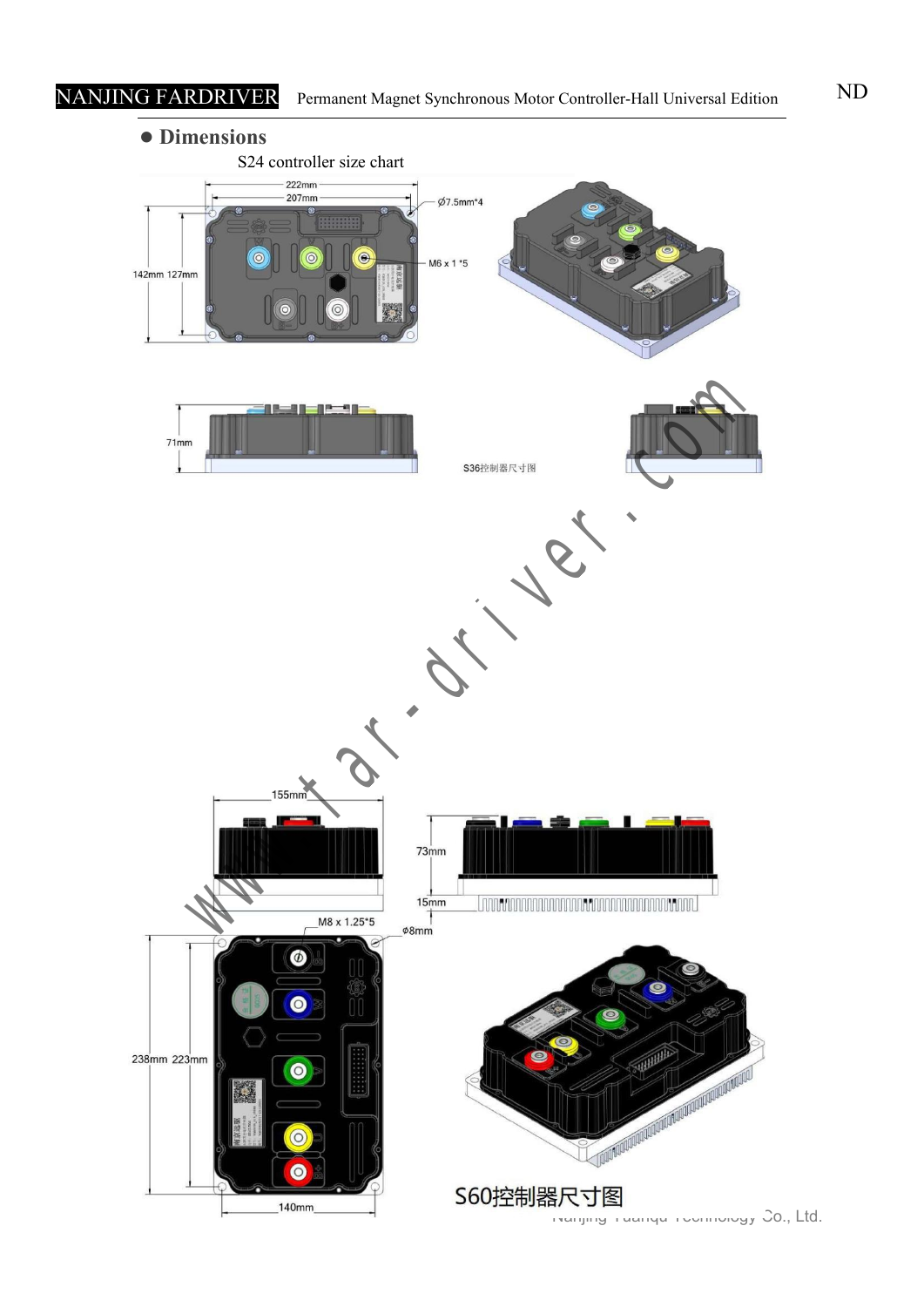## ● Dimensions

S24 controller size chart

222mm
207mm
Ø7.5mm*4
M6 x 1 *5
142mm 127mm
71mm
S36控制器尺寸图

155mm
73mm
15mm
M8 x 1.25*5
φ8mm
238mm 223mm
140mm

S60控制器尺寸图

Nanjing Yuanqu Technology Co., Ltd.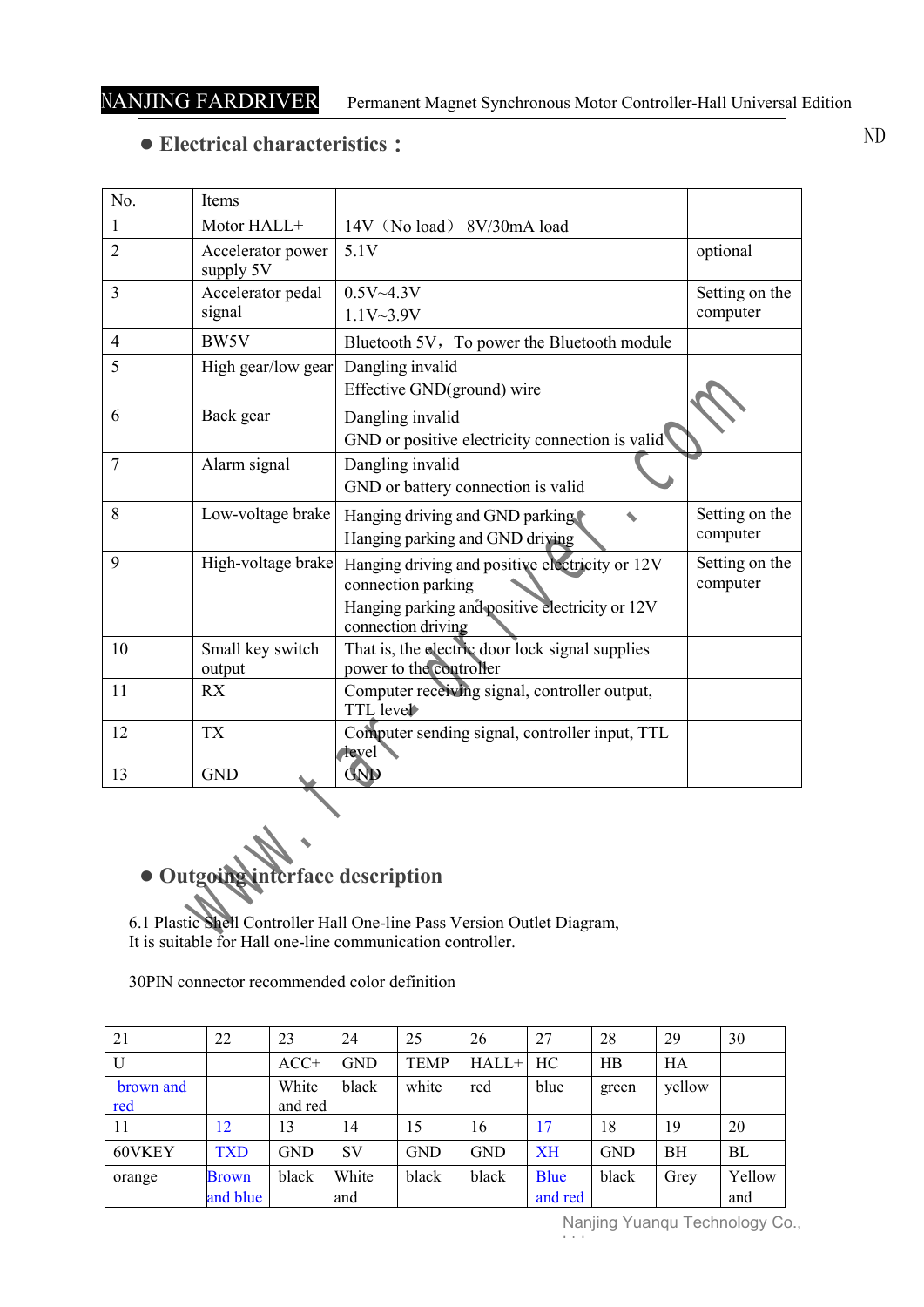## ● Electrical characteristics：

| No. | Items | | |
|---|---|---|---|
| 1 | Motor HALL+ | 14V（No load） 8V/30mA load | |
| 2 | Accelerator power supply 5V | 5.1V | optional |
| 3 | Accelerator pedal signal | 0.5V~4.3V<br>1.1V~3.9V | Setting on the computer |
| 4 | BW5V | Bluetooth 5V，To power the Bluetooth module | |
| 5 | High gear/low gear | Dangling invalid<br>Effective GND(ground) wire | |
| 6 | Back gear | Dangling invalid<br>GND or positive electricity connection is valid | |
| 7 | Alarm signal | Dangling invalid<br>GND or battery connection is valid | |
| 8 | Low-voltage brake | Hanging driving and GND parking<br>Hanging parking and GND driving | Setting on the computer |
| 9 | High-voltage brake | Hanging driving and positive electricity or 12V connection parking<br>Hanging parking and positive electricity or 12V connection driving | Setting on the computer |
| 10 | Small key switch output | That is, the electric door lock signal supplies power to the controller | |
| 11 | RX | Computer receiving signal, controller output, TTL level | |
| 12 | TX | Computer sending signal, controller input, TTL level | |
| 13 | GND | GND | |

## ● Outgoing interface description

6.1 Plastic Shell Controller Hall One-line Pass Version Outlet Diagram,
It is suitable for Hall one-line communication controller.

30PIN connector recommended color definition

| | | | | | | | | | |
|---|---|---|---|---|---|---|---|---|---|
| 21 | 22 | 23 | 24 | 25 | 26 | 27 | 28 | 29 | 30 |
| U | | ACC+ | GND | TEMP | HALL+ | HC | HB | HA | |
| brown and red | | White and red | black | white | red | blue | green | yellow | |
| 11 | 12 | 13 | 14 | 15 | 16 | 17 | 18 | 19 | 20 |
| 60VKEY | TXD | GND | SV | GND | GND | XH | GND | BH | BL |
| orange | Brown and blue | black | White and | black | black | Blue and red | black | Grey | Yellow and |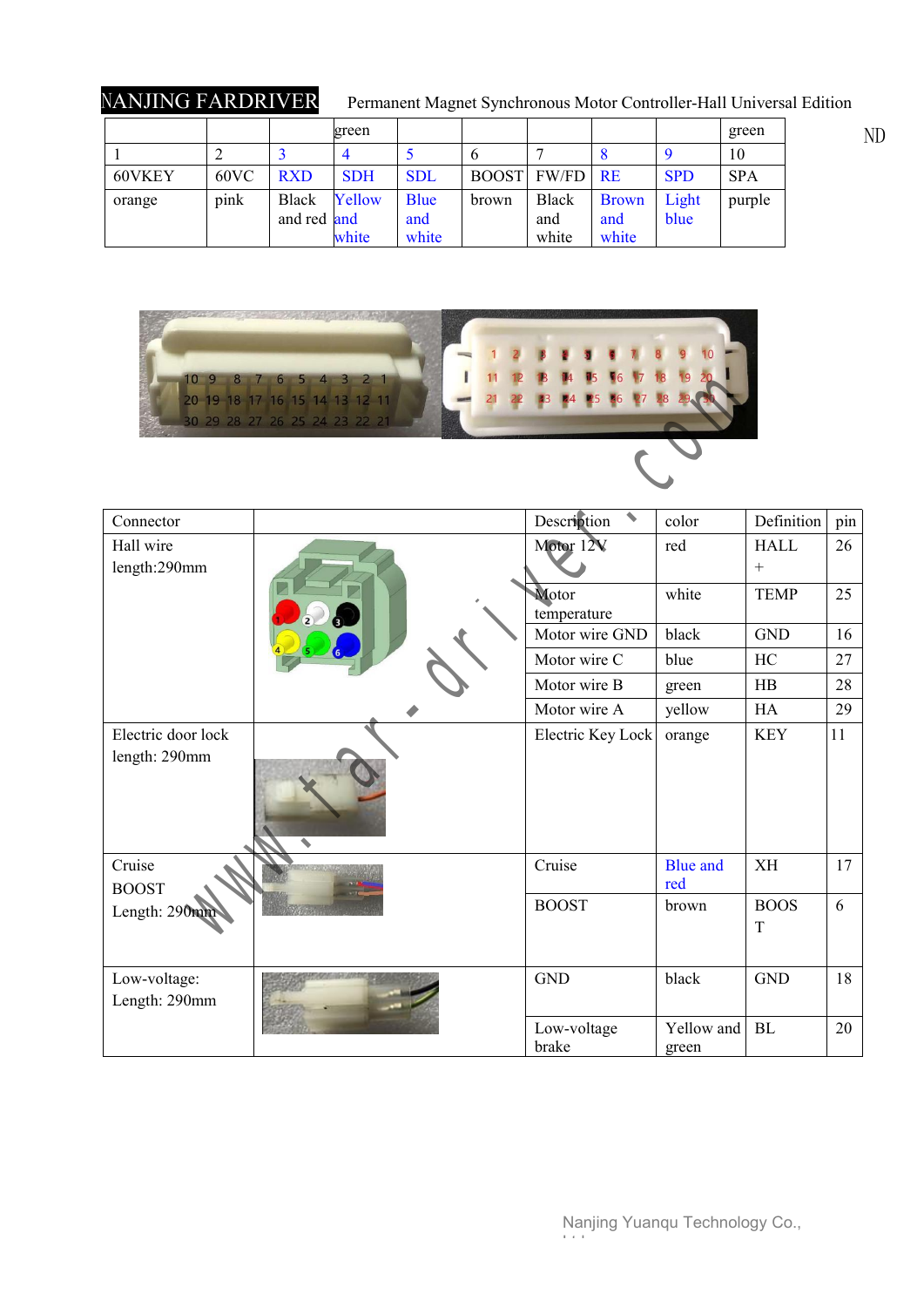NANJING FARDRIVER Permanent Magnet Synchronous Motor Controller-Hall Universal Edition

| | | | green | | | | | | green |
|---|---|---|---|---|---|---|---|---|---|
| 1 | 2 | 3 | 4 | 5 | 6 | 7 | 8 | 9 | 10 |
| 60VKEY | 60VC | RXD | SDH | SDL | BOOST | FW/FD | RE | SPD | SPA |
| orange | pink | Black and red | Yellow and white | Blue and white | brown | Black and white | Brown and white | Light blue | purple |

10 9 8 7 6 5 4 3 2 1
20 19 18 17 16 15 14 13 12 11
30 29 28 27 26 25 24 23 22 21

1 2 3 4 5 6 7 8 9 10
11 12 13 14 15 16 17 18 19 20
21 22 23 24 25 26 27 28 29 30

| Connector | | Description | color | Definition | pin |
|---|---|---|---|---|---|
| Hall wire length:290mm | 1 2 3 4 5 6 | Motor 12V | red | HALL + | 26 |
| | | Motor temperature | white | TEMP | 25 |
| | | Motor wire GND | black | GND | 16 |
| | | Motor wire C | blue | HC | 27 |
| | | Motor wire B | green | HB | 28 |
| | | Motor wire A | yellow | HA | 29 |
| Electric door lock length: 290mm | | Electric Key Lock | orange | KEY | 11 |
| Cruise BOOST Length: 290mm | | Cruise | Blue and red | XH | 17 |
| | | BOOST | brown | BOOS T | 6 |
| Low-voltage: Length: 290mm | | GND | black | GND | 18 |
| | | Low-voltage brake | Yellow and green | BL | 20 |

Nanjing Yuanqu Technology Co.,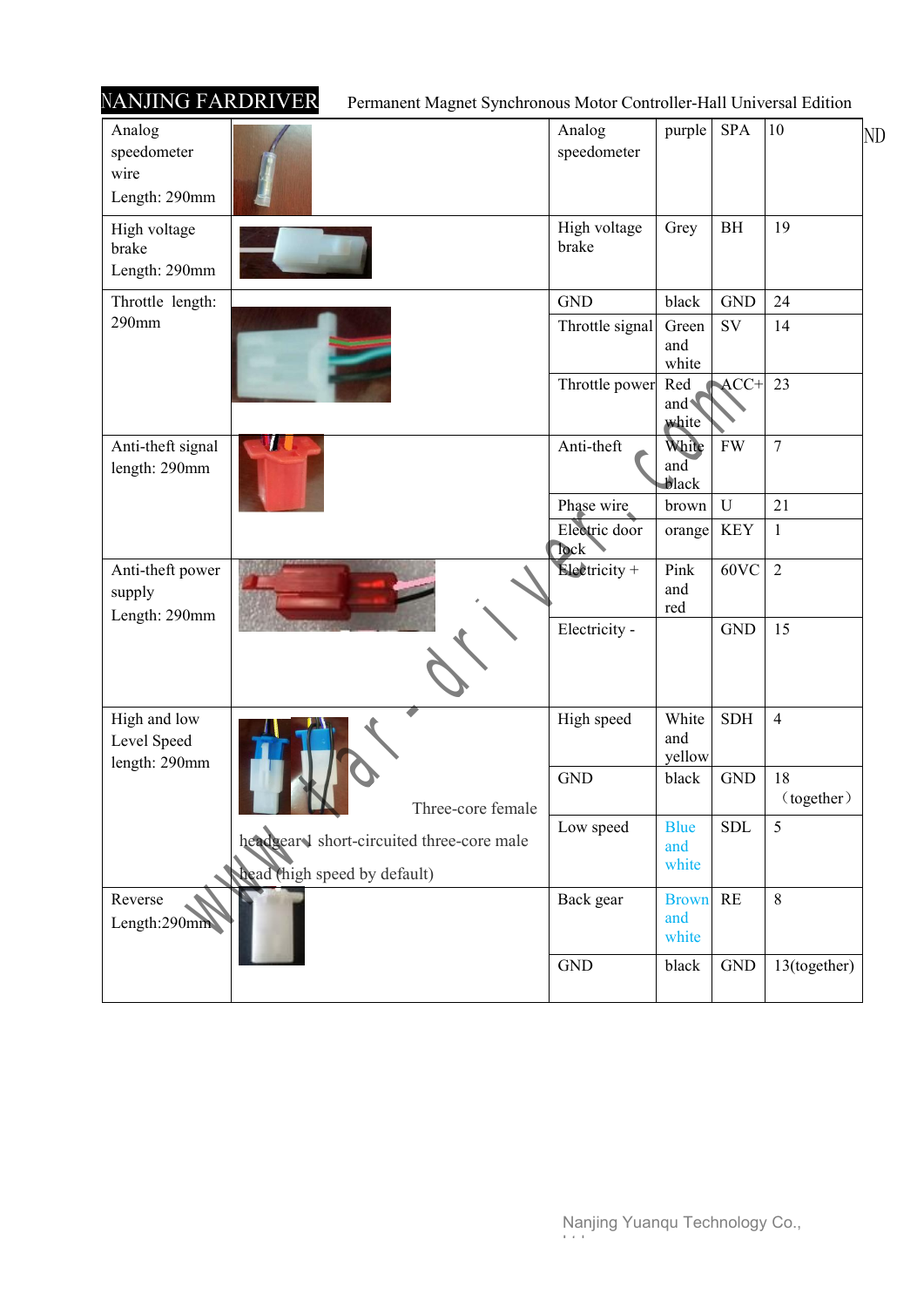| | | | | | |
|---|---|---|---|---|---|
| Analog speedometer wire Length: 290mm | | Analog speedometer | purple | SPA | 10 |
| High voltage brake Length: 290mm | | High voltage brake | Grey | BH | 19 |
| Throttle length: 290mm | | GND | black | GND | 24 |
| | | Throttle signal | Green and white | SV | 14 |
| | | Throttle power | Red and white | ACC+ | 23 |
| Anti-theft signal length: 290mm | | Anti-theft | White and black | FW | 7 |
| | | Phase wire | brown | U | 21 |
| | | Electric door lock | orange | KEY | 1 |
| Anti-theft power supply Length: 290mm | | Electricity + | Pink and red | 60VC | 2 |
| | | Electricity - | | GND | 15 |
| High and low Level Speed length: 290mm | Three-core female headgear 1 short-circuited three-core male head (high speed by default) | High speed | White and yellow | SDH | 4 |
| | | GND | black | GND | 18 （together） |
| | | Low speed | Blue and white | SDL | 5 |
| Reverse Length:290mm | | Back gear | Brown and white | RE | 8 |
| | | GND | black | GND | 13(together) |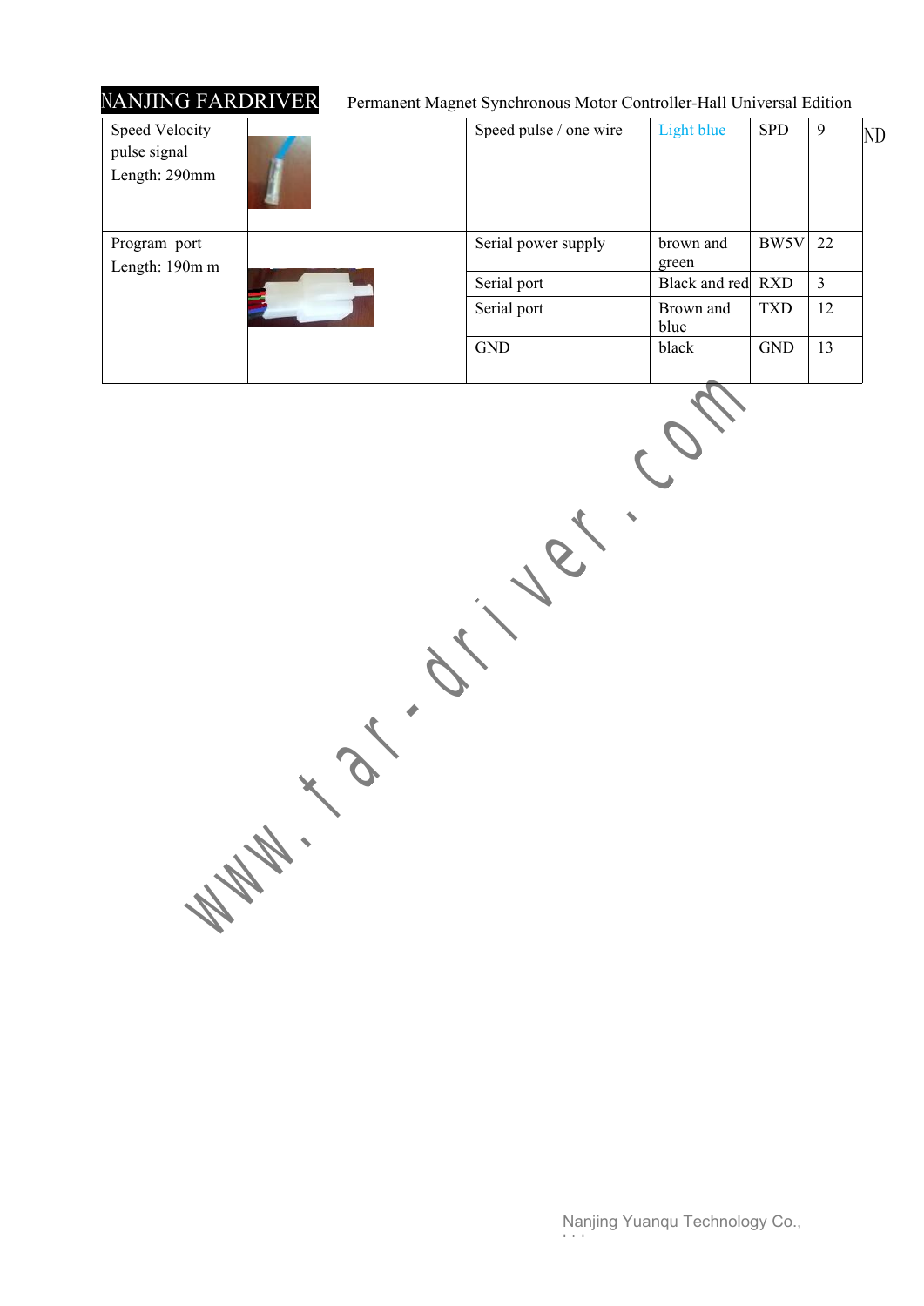| | | | | | |
|---|---|---|---|---|---|
| Speed Velocity pulse signal Length: 290mm | | Speed pulse / one wire | Light blue | SPD | 9 |
| Program port Length: 190m m | | Serial power supply | brown and green | BW5V | 22 |
| | | Serial port | Black and red | RXD | 3 |
| | | Serial port | Brown and blue | TXD | 12 |
| | | GND | black | GND | 13 |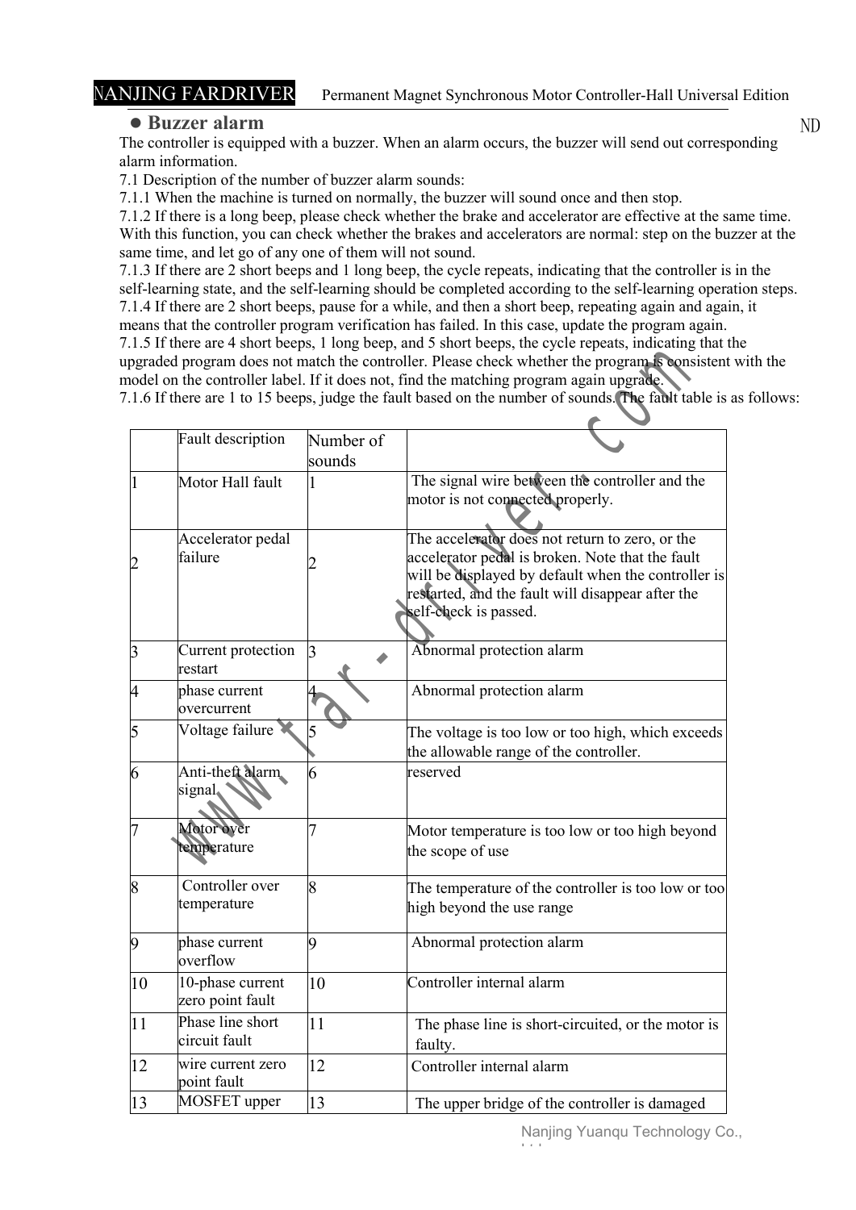## ● Buzzer alarm

The controller is equipped with a buzzer. When an alarm occurs, the buzzer will send out corresponding alarm information.

7.1 Description of the number of buzzer alarm sounds:

7.1.1 When the machine is turned on normally, the buzzer will sound once and then stop.

7.1.2 If there is a long beep, please check whether the brake and accelerator are effective at the same time. With this function, you can check whether the brakes and accelerators are normal: step on the buzzer at the same time, and let go of any one of them will not sound.

7.1.3 If there are 2 short beeps and 1 long beep, the cycle repeats, indicating that the controller is in the self-learning state, and the self-learning should be completed according to the self-learning operation steps.

7.1.4 If there are 2 short beeps, pause for a while, and then a short beep, repeating again and again, it means that the controller program verification has failed. In this case, update the program again.

7.1.5 If there are 4 short beeps, 1 long beep, and 5 short beeps, the cycle repeats, indicating that the upgraded program does not match the controller. Please check whether the program is consistent with the model on the controller label. If it does not, find the matching program again upgrade.

7.1.6 If there are 1 to 15 beeps, judge the fault based on the number of sounds. The fault table is as follows:

| | Fault description | Number of sounds | |
|---|---|---|---|
| 1 | Motor Hall fault | 1 | The signal wire between the controller and the motor is not connected properly. |
| 2 | Accelerator pedal failure | 2 | The accelerator does not return to zero, or the accelerator pedal is broken. Note that the fault will be displayed by default when the controller is restarted, and the fault will disappear after the self-check is passed. |
| 3 | Current protection restart | 3 | Abnormal protection alarm |
| 4 | phase current overcurrent | 4 | Abnormal protection alarm |
| 5 | Voltage failure | 5 | The voltage is too low or too high, which exceeds the allowable range of the controller. |
| 6 | Anti-theft alarm signal | 6 | reserved |
| 7 | Motor over temperature | 7 | Motor temperature is too low or too high beyond the scope of use |
| 8 | Controller over temperature | 8 | The temperature of the controller is too low or too high beyond the use range |
| 9 | phase current overflow | 9 | Abnormal protection alarm |
| 10 | 10-phase current zero point fault | 10 | Controller internal alarm |
| 11 | Phase line short circuit fault | 11 | The phase line is short-circuited, or the motor is faulty. |
| 12 | wire current zero point fault | 12 | Controller internal alarm |
| 13 | MOSFET upper | 13 | The upper bridge of the controller is damaged |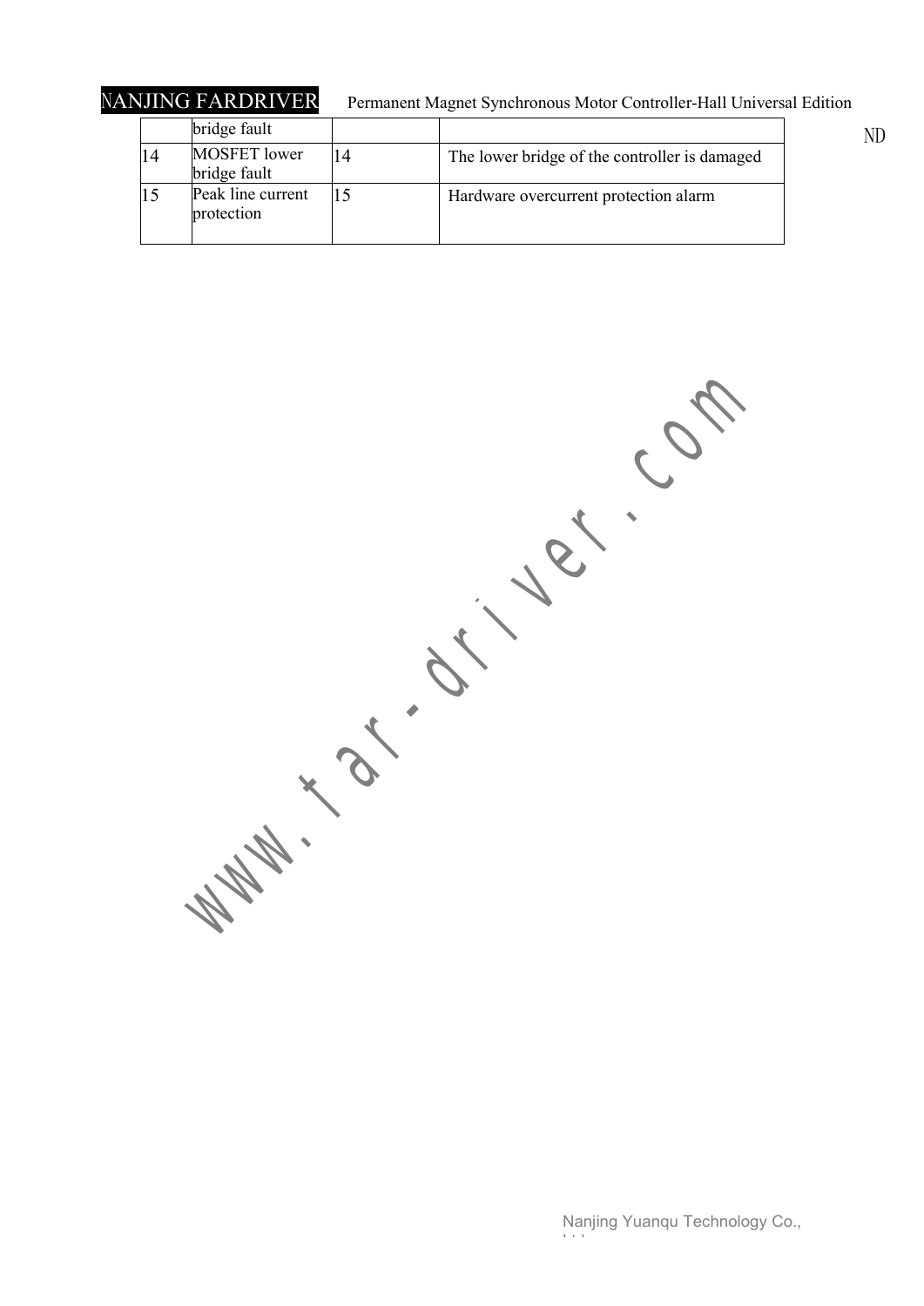| | | | |
|---|---|---|---|
| | bridge fault | | |
| 14 | MOSFET lower bridge fault | 14 | The lower bridge of the controller is damaged |
| 15 | Peak line current protection | 15 | Hardware overcurrent protection alarm |